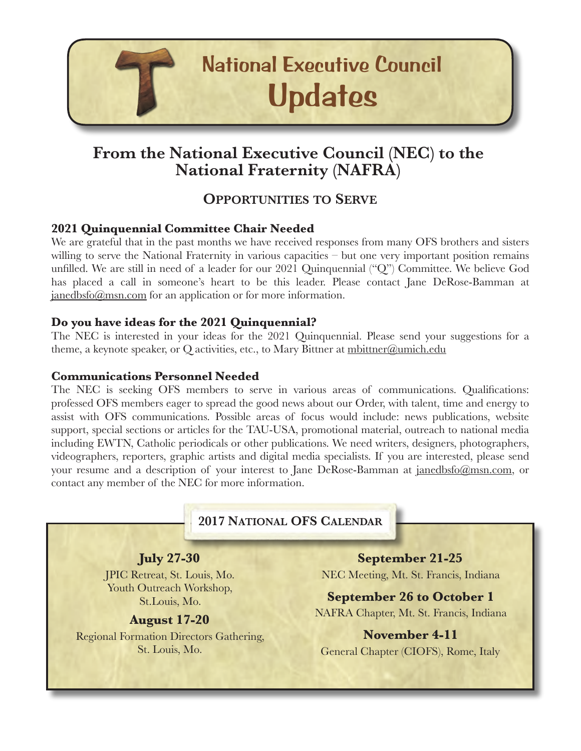# National Executive Council Updates

## From the National Executive Council (NEC) to the National Fraternity (NAFRA)

### Opportunities to Serve

**2021 Quinquennial Committee Chair Needed**

We are grateful that in the past months we have received responses from many OFS brothers and sisters willing to serve the National Fraternity in various capacities – but one very important position remains unfilled. We are still in need of a leader for our 2021 Quinquennial ("Q") Committee. We believe God has placed a call in someone's heart to be this leader. Please contact Jane DeRose-Bamman at janedbsfo@msn.com for an application or for more information.

**Do you have ideas for the 2021 Quinquennial?**

The NEC is interested in your ideas for the 2021 Quinquennial. Please send your suggestions for a theme, a keynote speaker, or Q activities, etc., to Mary Bittner at mbittner@umich.edu

**Communications Personnel Needed**

The NEC is seeking OFS members to serve in various areas of communications. Qualifications: professed OFS members eager to spread the good news about our Order, with talent, time and energy to assist with OFS communications. Possible areas of focus would include: news publications, website support, special sections or articles for the TAU-USA, promotional material, outreach to national media including EWTN, Catholic periodicals or other publications. We need writers, designers, photographers, videographers, reporters, graphic artists and digital media specialists. If you are interested, please send your resume and a description of your interest to Jane DeRose-Bamman at janedbsfo@msn.com, or contact any member of the NEC for more information.

### 2017 National OFS Calendar

**July 27-30**
JPIC Retreat, St. Louis, Mo.
Youth Outreach Workshop, St.Louis, Mo.

**August 17-20**
Regional Formation Directors Gathering, St. Louis, Mo.

**September 21-25**
NEC Meeting, Mt. St. Francis, Indiana

**September 26 to October 1**
NAFRA Chapter, Mt. St. Francis, Indiana

**November 4-11**
General Chapter (CIOFS), Rome, Italy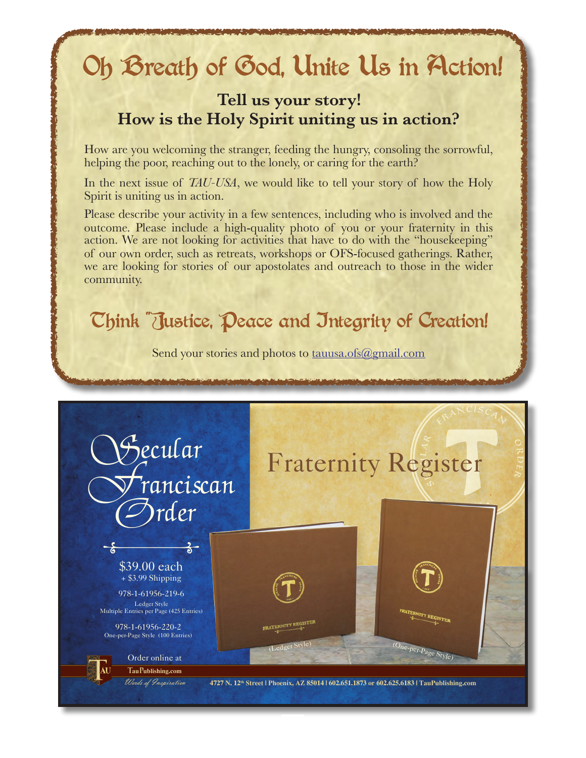# Oh Breath of God, Unite Us in Action!

## Tell us your story! How is the Holy Spirit uniting us in action?

How are you welcoming the stranger, feeding the hungry, consoling the sorrowful, helping the poor, reaching out to the lonely, or caring for the earth?

In the next issue of *TAU-USA*, we would like to tell your story of how the Holy Spirit is uniting us in action.

Please describe your activity in a few sentences, including who is involved and the outcome. Please include a high-quality photo of you or your fraternity in this action. We are not looking for activities that have to do with the "housekeeping" of our own order, such as retreats, workshops or OFS-focused gatherings. Rather, we are looking for stories of our apostolates and outreach to those in the wider community.

## Think "Justice, Peace and Integrity of Creation!

Send your stories and photos to tauusa.ofs@gmail.com

---

# Secular Franciscan Order

## Fraternity Register

$39.00 each
+ $3.99 Shipping

978-1-61956-219-6
Ledger Style
Multiple Entries per Page (425 Entries)

978-1-61956-220-2
One-per-Page Style (100 Entries)

(Ledger Style)

(One-per-Page Style)

Order online at
TauPublishing.com

*Words of Inspiration*

4727 N. 12th Street | Phoenix, AZ 85014 | 602.651.1873 or 602.625.6183 | TauPublishing.com